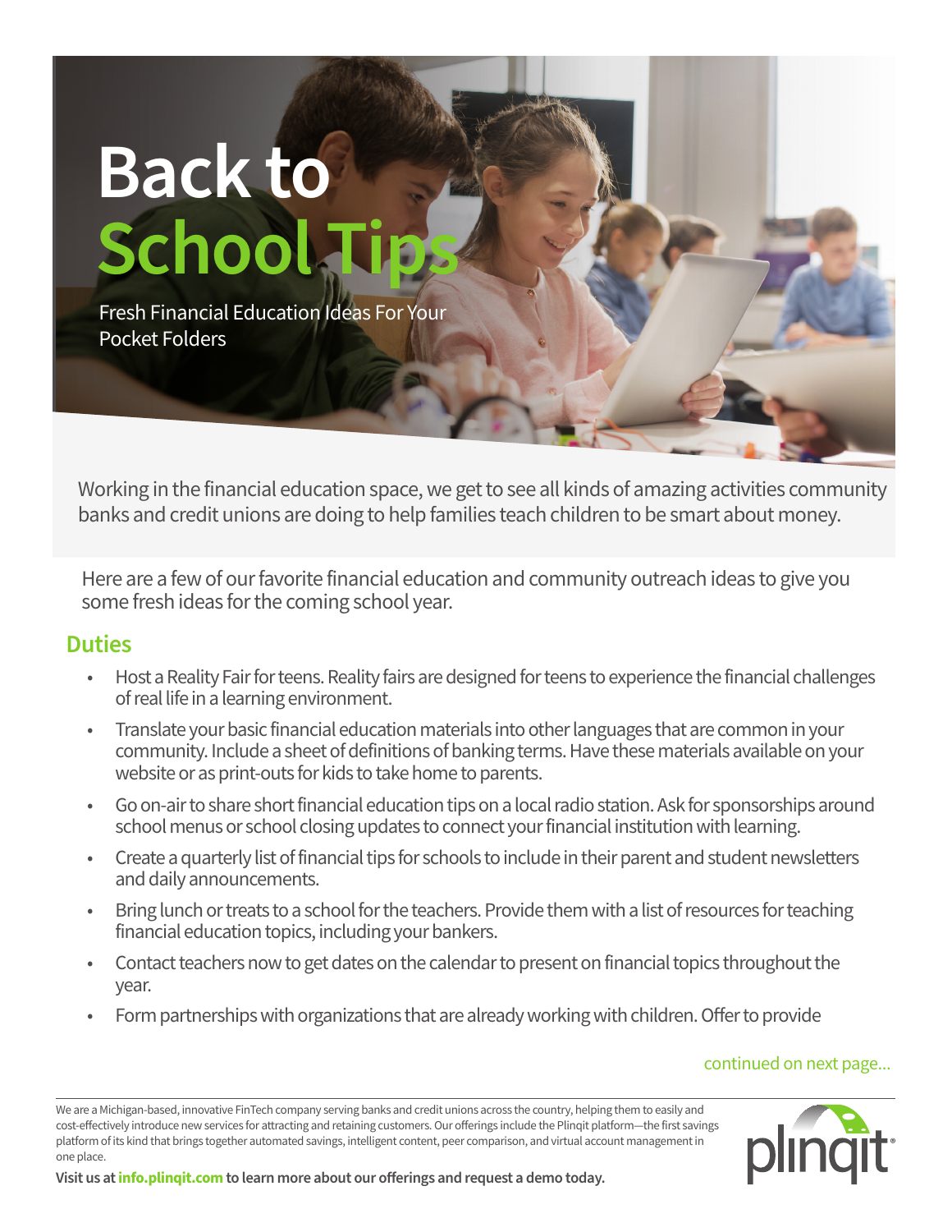# Back to School Tips

Fresh Financial Education Ideas For Your Pocket Folders

Working in the financial education space, we get to see all kinds of amazing activities community banks and credit unions are doing to help families teach children to be smart about money.

Here are a few of our favorite financial education and community outreach ideas to give you some fresh ideas for the coming school year.

## Duties

- Host a Reality Fair for teens. Reality fairs are designed for teens to experience the financial challenges of real life in a learning environment.
- Translate your basic financial education materials into other languages that are common in your community. Include a sheet of definitions of banking terms. Have these materials available on your website or as print-outs for kids to take home to parents.
- Go on-air to share short financial education tips on a local radio station. Ask for sponsorships around school menus or school closing updates to connect your financial institution with learning.
- Create a quarterly list of financial tips for schools to include in their parent and student newsletters and daily announcements.
- Bring lunch or treats to a school for the teachers. Provide them with a list of resources for teaching financial education topics, including your bankers.
- Contact teachers now to get dates on the calendar to present on financial topics throughout the year.
- Form partnerships with organizations that are already working with children. Offer to provide

continued on next page...

We are a Michigan-based, innovative FinTech company serving banks and credit unions across the country, helping them to easily and cost-effectively introduce new services for attracting and retaining customers. Our offerings include the Plinqit platform—the first savings platform of its kind that brings together automated savings, intelligent content, peer comparison, and virtual account management in one place.

**Visit us at info.plinqit.com to learn more about our offerings and request a demo today.**

plinqit®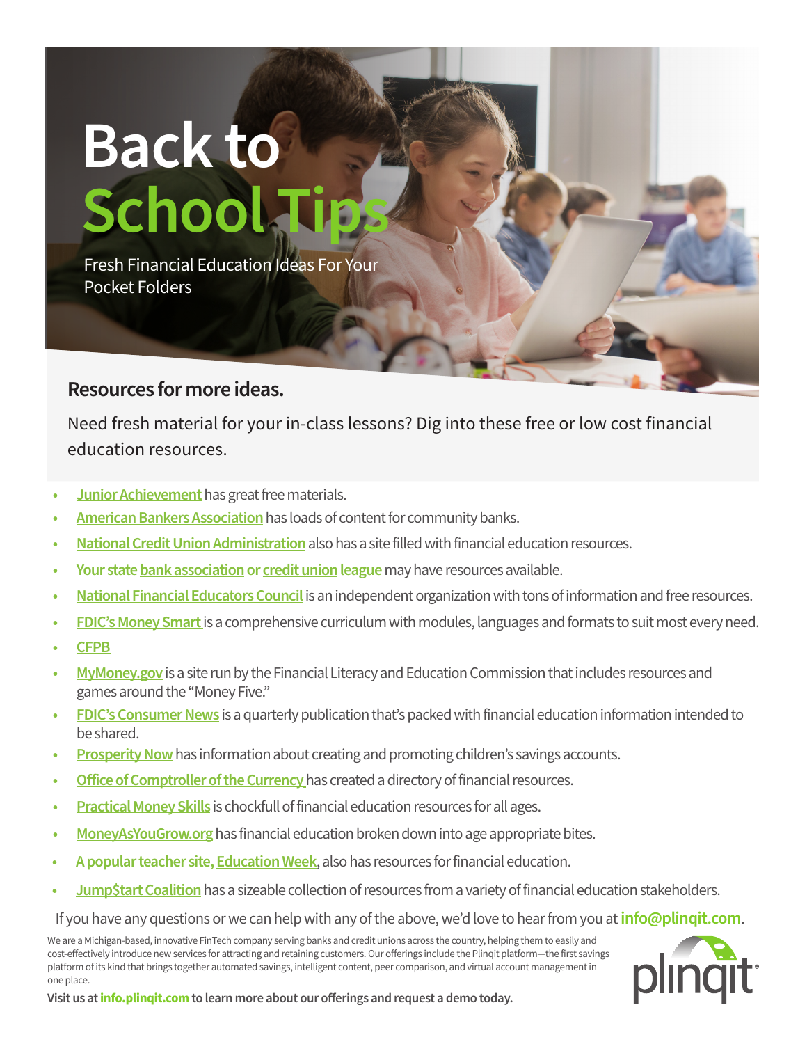# Back to School Tips

Fresh Financial Education Ideas For Your Pocket Folders

## Resources for more ideas.

Need fresh material for your in-class lessons? Dig into these free or low cost financial education resources.

- Junior Achievement has great free materials.
- American Bankers Association has loads of content for community banks.
- National Credit Union Administration also has a site filled with financial education resources.
- Your state bank association or credit union league may have resources available.
- National Financial Educators Council is an independent organization with tons of information and free resources.
- FDIC's Money Smart is a comprehensive curriculum with modules, languages and formats to suit most every need.
- CFPB
- MyMoney.gov is a site run by the Financial Literacy and Education Commission that includes resources and games around the "Money Five."
- FDIC's Consumer News is a quarterly publication that's packed with financial education information intended to be shared.
- Prosperity Now has information about creating and promoting children's savings accounts.
- Office of Comptroller of the Currency has created a directory of financial resources.
- Practical Money Skills is chockfull of financial education resources for all ages.
- MoneyAsYouGrow.org has financial education broken down into age appropriate bites.
- A popular teacher site, Education Week, also has resources for financial education.
- Jump$tart Coalition has a sizeable collection of resources from a variety of financial education stakeholders.

If you have any questions or we can help with any of the above, we'd love to hear from you at **info@plinqit.com**.

We are a Michigan-based, innovative FinTech company serving banks and credit unions across the country, helping them to easily and cost-effectively introduce new services for attracting and retaining customers. Our offerings include the Plinqit platform—the first savings platform of its kind that brings together automated savings, intelligent content, peer comparison, and virtual account management in one place.

**Visit us at info.plinqit.com to learn more about our offerings and request a demo today.**

plinqit®